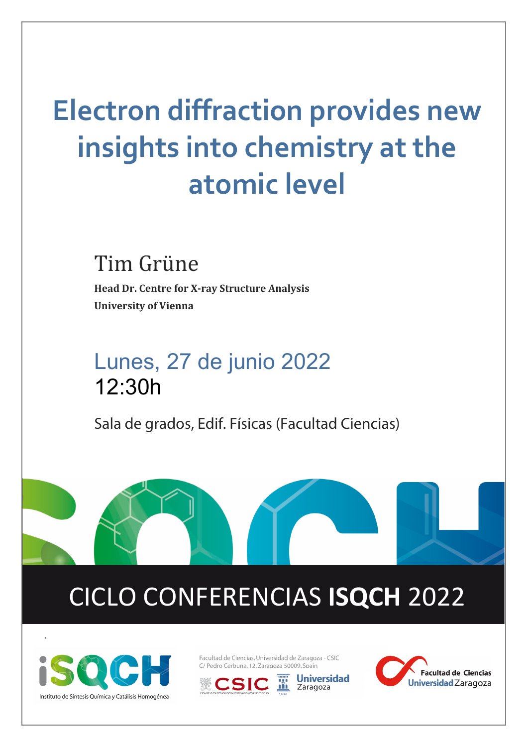# Electron diffraction provides new insights into chemistry at the atomic level

## Tim Grüne

**Head Dr. Centre for X-ray Structure Analysis**

**University of Vienna**

## Lunes, 27 de junio 2022

## 12:30h

Sala de grados, Edif. Físicas (Facultad Ciencias)

## CICLO CONFERENCIAS **ISQCH** 2022

Instituto de Síntesis Química y Catálisis Homogénea

Facultad de Ciencias, Universidad de Zaragoza - CSIC
C/ Pedro Cerbuna, 12. Zaragoza 50009. Spain

CSIC — Consejo Superior de Investigaciones Científicas

Universidad Zaragoza

Facultad de Ciencias Universidad Zaragoza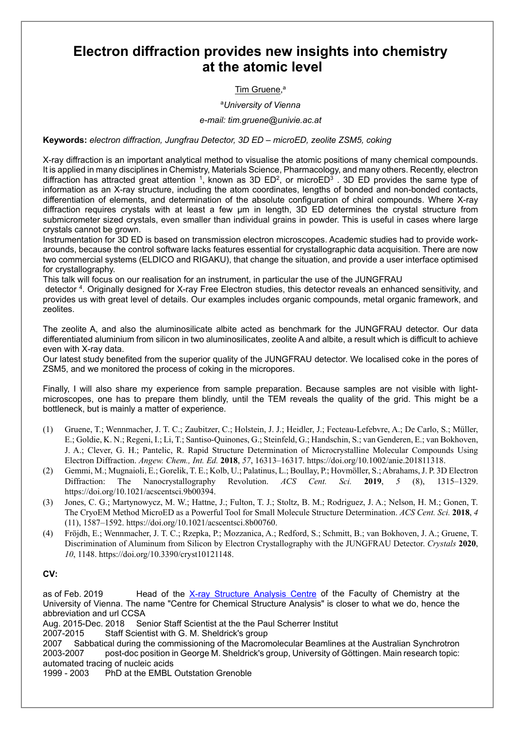# Electron diffraction provides new insights into chemistry at the atomic level

Tim Gruene,[a]

[a]*University of Vienna*

*e-mail: tim.gruene@univie.ac.at*

**Keywords:** *electron diffraction, Jungfrau Detector, 3D ED – microED, zeolite ZSM5, coking*

X-ray diffraction is an important analytical method to visualise the atomic positions of many chemical compounds. It is applied in many disciplines in Chemistry, Materials Science, Pharmacology, and many others. Recently, electron diffraction has attracted great attention [1], known as 3D ED[2], or microED[3] . 3D ED provides the same type of information as an X-ray structure, including the atom coordinates, lengths of bonded and non-bonded contacts, differentiation of elements, and determination of the absolute configuration of chiral compounds. Where X-ray diffraction requires crystals with at least a few µm in length, 3D ED determines the crystal structure from submicrometer sized crystals, even smaller than individual grains in powder. This is useful in cases where large crystals cannot be grown.

Instrumentation for 3D ED is based on transmission electron microscopes. Academic studies had to provide work-arounds, because the control software lacks features essential for crystallographic data acquisition. There are now two commercial systems (ELDICO and RIGAKU), that change the situation, and provide a user interface optimised for crystallography.

This talk will focus on our realisation for an instrument, in particular the use of the JUNGFRAU detector [4]. Originally designed for X-ray Free Electron studies, this detector reveals an enhanced sensitivity, and provides us with great level of details. Our examples includes organic compounds, metal organic framework, and zeolites.

The zeolite A, and also the aluminosilicate albite acted as benchmark for the JUNGFRAU detector. Our data differentiated aluminium from silicon in two aluminosilicates, zeolite A and albite, a result which is difficult to achieve even with X-ray data.

Our latest study benefited from the superior quality of the JUNGFRAU detector. We localised coke in the pores of ZSM5, and we monitored the process of coking in the micropores.

Finally, I will also share my experience from sample preparation. Because samples are not visible with light-microscopes, one has to prepare them blindly, until the TEM reveals the quality of the grid. This might be a bottleneck, but is mainly a matter of experience.

(1) Gruene, T.; Wennmacher, J. T. C.; Zaubitzer, C.; Holstein, J. J.; Heidler, J.; Fecteau-Lefebvre, A.; De Carlo, S.; Müller, E.; Goldie, K. N.; Regeni, I.; Li, T.; Santiso-Quinones, G.; Steinfeld, G.; Handschin, S.; van Genderen, E.; van Bokhoven, J. A.; Clever, G. H.; Pantelic, R. Rapid Structure Determination of Microcrystalline Molecular Compounds Using Electron Diffraction. *Angew. Chem., Int. Ed.* **2018**, *57*, 16313–16317. https://doi.org/10.1002/anie.201811318.

(2) Gemmi, M.; Mugnaioli, E.; Gorelik, T. E.; Kolb, U.; Palatinus, L.; Boullay, P.; Hovmöller, S.; Abrahams, J. P. 3D Electron Diffraction: The Nanocrystallography Revolution. *ACS Cent. Sci.* **2019**, *5* (8), 1315–1329. https://doi.org/10.1021/acscentsci.9b00394.

(3) Jones, C. G.; Martynowycz, M. W.; Hattne, J.; Fulton, T. J.; Stoltz, B. M.; Rodriguez, J. A.; Nelson, H. M.; Gonen, T. The CryoEM Method MicroED as a Powerful Tool for Small Molecule Structure Determination. *ACS Cent. Sci.* **2018**, *4* (11), 1587–1592. https://doi.org/10.1021/acscentsci.8b00760.

(4) Fröjdh, E.; Wennmacher, J. T. C.; Rzepka, P.; Mozzanica, A.; Redford, S.; Schmitt, B.; van Bokhoven, J. A.; Gruene, T. Discrimination of Aluminum from Silicon by Electron Crystallography with the JUNGFRAU Detector. *Crystals* **2020**, *10*, 1148. https://doi.org/10.3390/cryst10121148.

**CV:**

as of Feb. 2019 Head of the X-ray Structure Analysis Centre of the Faculty of Chemistry at the University of Vienna. The name "Centre for Chemical Structure Analysis" is closer to what we do, hence the abbreviation and url CCSA

Aug. 2015-Dec. 2018 Senior Staff Scientist at the the Paul Scherrer Institut

2007-2015 Staff Scientist with G. M. Sheldrick's group

2007 Sabbatical during the commissioning of the Macromolecular Beamlines at the Australian Synchrotron

2003-2007 post-doc position in George M. Sheldrick's group, University of Göttingen. Main research topic: automated tracing of nucleic acids

1999 - 2003 PhD at the EMBL Outstation Grenoble